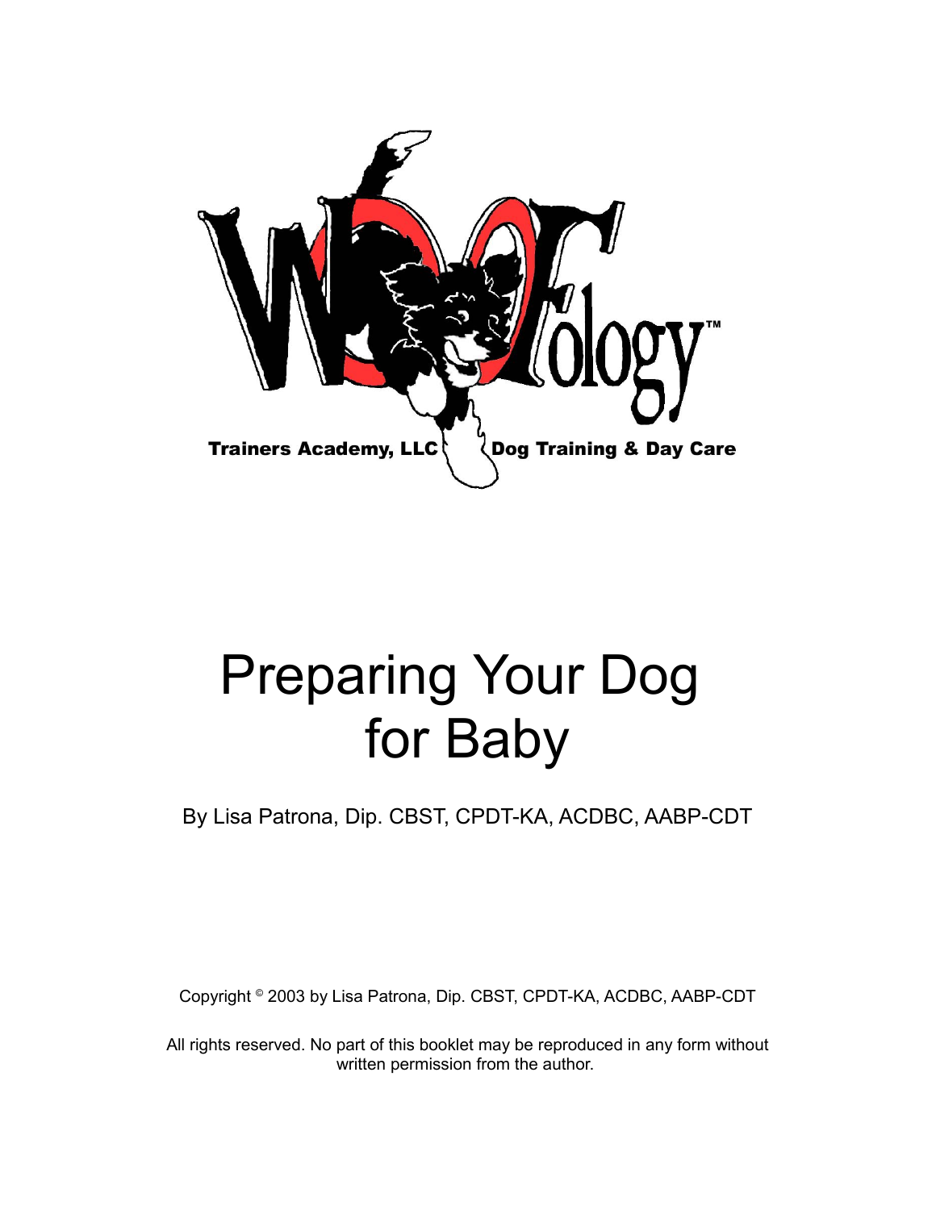Woofology™

Trainers Academy, LLC Dog Training & Day Care

# Preparing Your Dog for Baby

By Lisa Patrona, Dip. CBST, CPDT-KA, ACDBC, AABP-CDT

Copyright © 2003 by Lisa Patrona, Dip. CBST, CPDT-KA, ACDBC, AABP-CDT

All rights reserved. No part of this booklet may be reproduced in any form without written permission from the author.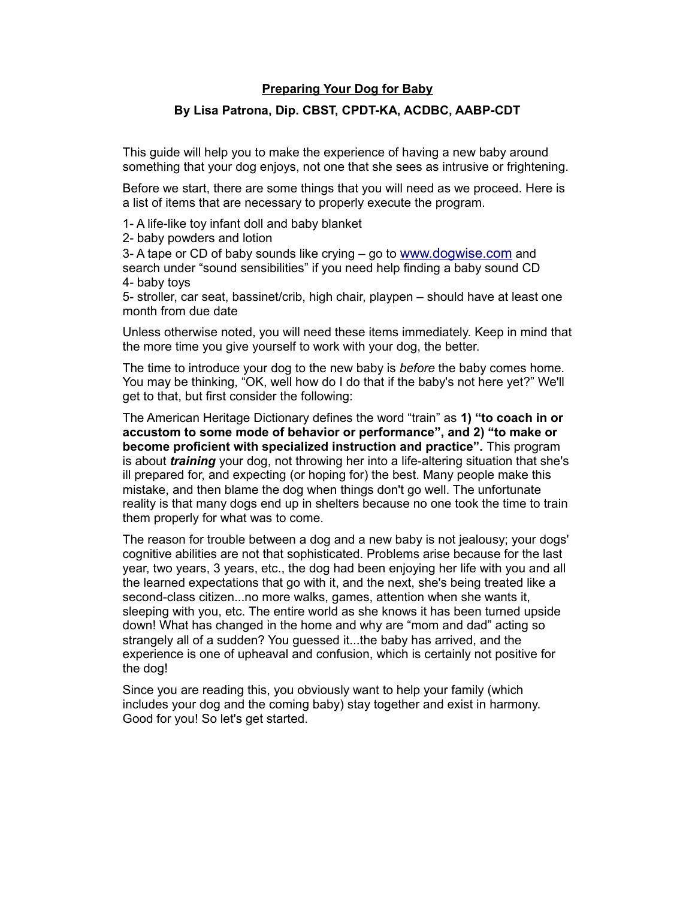# Preparing Your Dog for Baby

**By Lisa Patrona, Dip. CBST, CPDT-KA, ACDBC, AABP-CDT**

This guide will help you to make the experience of having a new baby around something that your dog enjoys, not one that she sees as intrusive or frightening.

Before we start, there are some things that you will need as we proceed. Here is a list of items that are necessary to properly execute the program.

1- A life-like toy infant doll and baby blanket
2- baby powders and lotion
3- A tape or CD of baby sounds like crying – go to www.dogwise.com and search under "sound sensibilities" if you need help finding a baby sound CD
4- baby toys
5- stroller, car seat, bassinet/crib, high chair, playpen – should have at least one month from due date

Unless otherwise noted, you will need these items immediately. Keep in mind that the more time you give yourself to work with your dog, the better.

The time to introduce your dog to the new baby is *before* the baby comes home. You may be thinking, "OK, well how do I do that if the baby's not here yet?" We'll get to that, but first consider the following:

The American Heritage Dictionary defines the word "train" as **1) "to coach in or accustom to some mode of behavior or performance", and 2) "to make or become proficient with specialized instruction and practice".** This program is about ***training*** your dog, not throwing her into a life-altering situation that she's ill prepared for, and expecting (or hoping for) the best. Many people make this mistake, and then blame the dog when things don't go well. The unfortunate reality is that many dogs end up in shelters because no one took the time to train them properly for what was to come.

The reason for trouble between a dog and a new baby is not jealousy; your dogs' cognitive abilities are not that sophisticated. Problems arise because for the last year, two years, 3 years, etc., the dog had been enjoying her life with you and all the learned expectations that go with it, and the next, she's being treated like a second-class citizen...no more walks, games, attention when she wants it, sleeping with you, etc. The entire world as she knows it has been turned upside down! What has changed in the home and why are "mom and dad" acting so strangely all of a sudden? You guessed it...the baby has arrived, and the experience is one of upheaval and confusion, which is certainly not positive for the dog!

Since you are reading this, you obviously want to help your family (which includes your dog and the coming baby) stay together and exist in harmony. Good for you! So let's get started.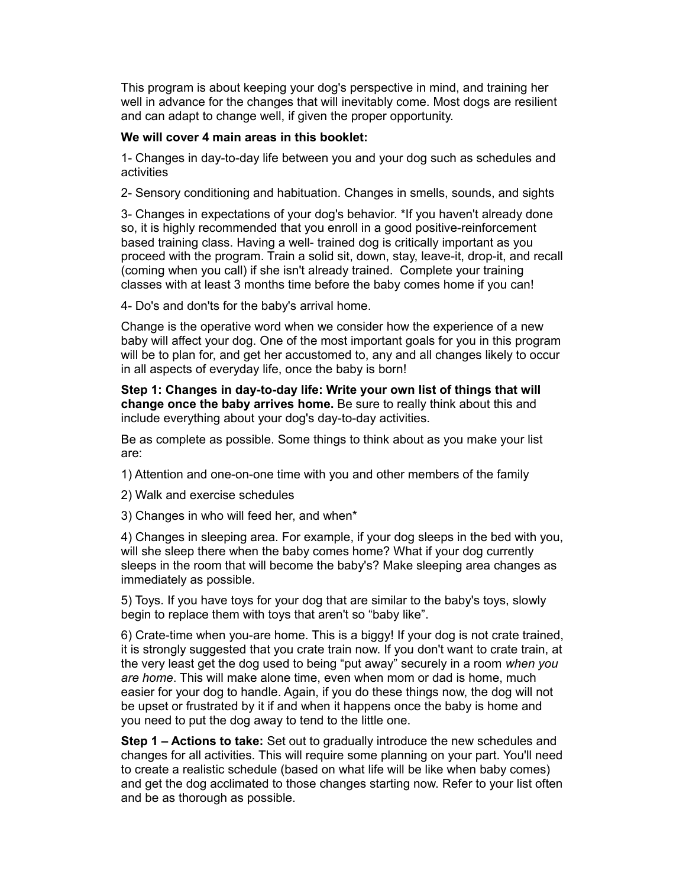This program is about keeping your dog's perspective in mind, and training her well in advance for the changes that will inevitably come. Most dogs are resilient and can adapt to change well, if given the proper opportunity.

**We will cover 4 main areas in this booklet:**

1- Changes in day-to-day life between you and your dog such as schedules and activities

2- Sensory conditioning and habituation. Changes in smells, sounds, and sights

3- Changes in expectations of your dog's behavior. *If you haven't already done so, it is highly recommended that you enroll in a good positive-reinforcement based training class. Having a well- trained dog is critically important as you proceed with the program. Train a solid sit, down, stay, leave-it, drop-it, and recall (coming when you call) if she isn't already trained. Complete your training classes with at least 3 months time before the baby comes home if you can!

4- Do's and don'ts for the baby's arrival home.

Change is the operative word when we consider how the experience of a new baby will affect your dog. One of the most important goals for you in this program will be to plan for, and get her accustomed to, any and all changes likely to occur in all aspects of everyday life, once the baby is born!

**Step 1: Changes in day-to-day life: Write your own list of things that will change once the baby arrives home.** Be sure to really think about this and include everything about your dog's day-to-day activities.

Be as complete as possible. Some things to think about as you make your list are:

1) Attention and one-on-one time with you and other members of the family

2) Walk and exercise schedules

3) Changes in who will feed her, and when*

4) Changes in sleeping area. For example, if your dog sleeps in the bed with you, will she sleep there when the baby comes home? What if your dog currently sleeps in the room that will become the baby's? Make sleeping area changes as immediately as possible.

5) Toys. If you have toys for your dog that are similar to the baby's toys, slowly begin to replace them with toys that aren't so "baby like".

6) Crate-time when you-are home. This is a biggy! If your dog is not crate trained, it is strongly suggested that you crate train now. If you don't want to crate train, at the very least get the dog used to being "put away" securely in a room *when you are home*. This will make alone time, even when mom or dad is home, much easier for your dog to handle. Again, if you do these things now, the dog will not be upset or frustrated by it if and when it happens once the baby is home and you need to put the dog away to tend to the little one.

**Step 1 – Actions to take:** Set out to gradually introduce the new schedules and changes for all activities. This will require some planning on your part. You'll need to create a realistic schedule (based on what life will be like when baby comes) and get the dog acclimated to those changes starting now. Refer to your list often and be as thorough as possible.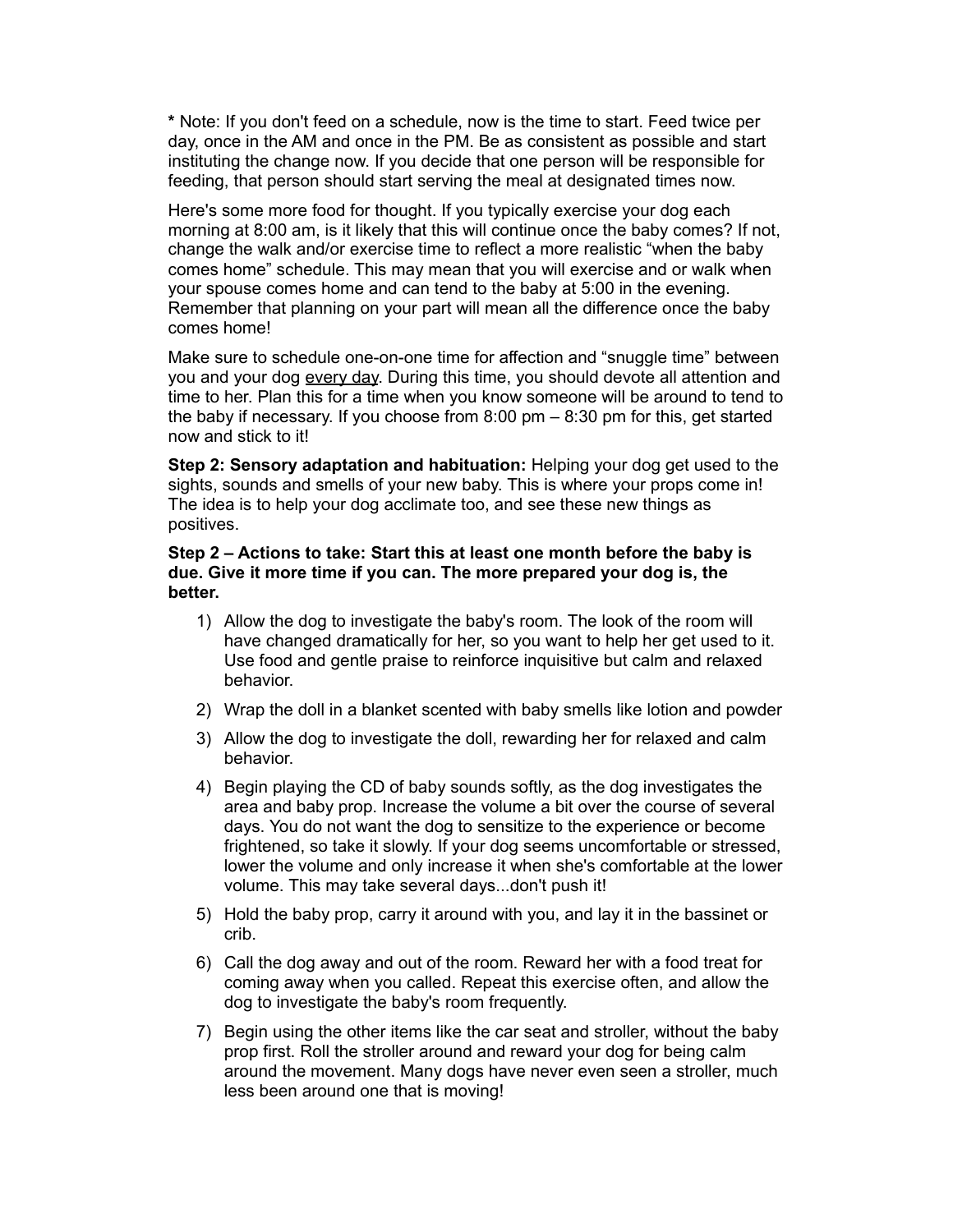**\*** Note: If you don't feed on a schedule, now is the time to start. Feed twice per day, once in the AM and once in the PM. Be as consistent as possible and start instituting the change now. If you decide that one person will be responsible for feeding, that person should start serving the meal at designated times now.

Here's some more food for thought. If you typically exercise your dog each morning at 8:00 am, is it likely that this will continue once the baby comes? If not, change the walk and/or exercise time to reflect a more realistic "when the baby comes home" schedule. This may mean that you will exercise and or walk when your spouse comes home and can tend to the baby at 5:00 in the evening. Remember that planning on your part will mean all the difference once the baby comes home!

Make sure to schedule one-on-one time for affection and "snuggle time" between you and your dog <u>every day</u>. During this time, you should devote all attention and time to her. Plan this for a time when you know someone will be around to tend to the baby if necessary. If you choose from 8:00 pm – 8:30 pm for this, get started now and stick to it!

**Step 2: Sensory adaptation and habituation:** Helping your dog get used to the sights, sounds and smells of your new baby. This is where your props come in! The idea is to help your dog acclimate too, and see these new things as positives.

**Step 2 – Actions to take: Start this at least one month before the baby is due. Give it more time if you can. The more prepared your dog is, the better.**

1) Allow the dog to investigate the baby's room. The look of the room will have changed dramatically for her, so you want to help her get used to it. Use food and gentle praise to reinforce inquisitive but calm and relaxed behavior.
2) Wrap the doll in a blanket scented with baby smells like lotion and powder
3) Allow the dog to investigate the doll, rewarding her for relaxed and calm behavior.
4) Begin playing the CD of baby sounds softly, as the dog investigates the area and baby prop. Increase the volume a bit over the course of several days. You do not want the dog to sensitize to the experience or become frightened, so take it slowly. If your dog seems uncomfortable or stressed, lower the volume and only increase it when she's comfortable at the lower volume. This may take several days...don't push it!
5) Hold the baby prop, carry it around with you, and lay it in the bassinet or crib.
6) Call the dog away and out of the room. Reward her with a food treat for coming away when you called. Repeat this exercise often, and allow the dog to investigate the baby's room frequently.
7) Begin using the other items like the car seat and stroller, without the baby prop first. Roll the stroller around and reward your dog for being calm around the movement. Many dogs have never even seen a stroller, much less been around one that is moving!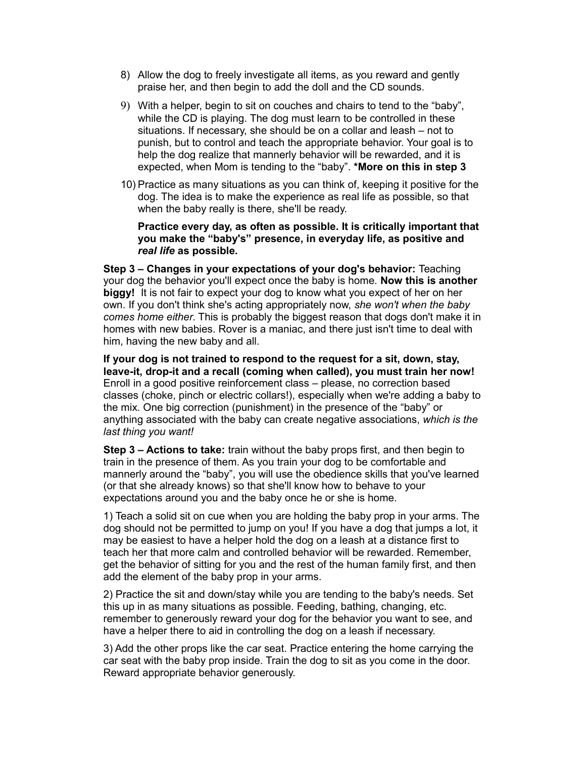8) Allow the dog to freely investigate all items, as you reward and gently praise her, and then begin to add the doll and the CD sounds.

9) With a helper, begin to sit on couches and chairs to tend to the "baby", while the CD is playing. The dog must learn to be controlled in these situations. If necessary, she should be on a collar and leash – not to punish, but to control and teach the appropriate behavior. Your goal is to help the dog realize that mannerly behavior will be rewarded, and it is expected, when Mom is tending to the "baby". ***More on this in step 3**

10) Practice as many situations as you can think of, keeping it positive for the dog. The idea is to make the experience as real life as possible, so that when the baby really is there, she'll be ready.

    **Practice every day, as often as possible. It is critically important that you make the "baby's" presence, in everyday life, as positive and *real life* as possible.**

**Step 3 – Changes in your expectations of your dog's behavior:** Teaching your dog the behavior you'll expect once the baby is home. **Now this is another biggy!** It is not fair to expect your dog to know what you expect of her on her own. If you don't think she's acting appropriately now, *she won't when the baby comes home either*. This is probably the biggest reason that dogs don't make it in homes with new babies. Rover is a maniac, and there just isn't time to deal with him, having the new baby and all.

**If your dog is not trained to respond to the request for a sit, down, stay, leave-it, drop-it and a recall (coming when called), you must train her now!** Enroll in a good positive reinforcement class – please, no correction based classes (choke, pinch or electric collars!), especially when we're adding a baby to the mix. One big correction (punishment) in the presence of the "baby" or anything associated with the baby can create negative associations, *which is the last thing you want!*

**Step 3 – Actions to take:** train without the baby props first, and then begin to train in the presence of them. As you train your dog to be comfortable and mannerly around the "baby", you will use the obedience skills that you've learned (or that she already knows) so that she'll know how to behave to your expectations around you and the baby once he or she is home.

1) Teach a solid sit on cue when you are holding the baby prop in your arms. The dog should not be permitted to jump on you! If you have a dog that jumps a lot, it may be easiest to have a helper hold the dog on a leash at a distance first to teach her that more calm and controlled behavior will be rewarded. Remember, get the behavior of sitting for you and the rest of the human family first, and then add the element of the baby prop in your arms.

2) Practice the sit and down/stay while you are tending to the baby's needs. Set this up in as many situations as possible. Feeding, bathing, changing, etc. remember to generously reward your dog for the behavior you want to see, and have a helper there to aid in controlling the dog on a leash if necessary.

3) Add the other props like the car seat. Practice entering the home carrying the car seat with the baby prop inside. Train the dog to sit as you come in the door. Reward appropriate behavior generously.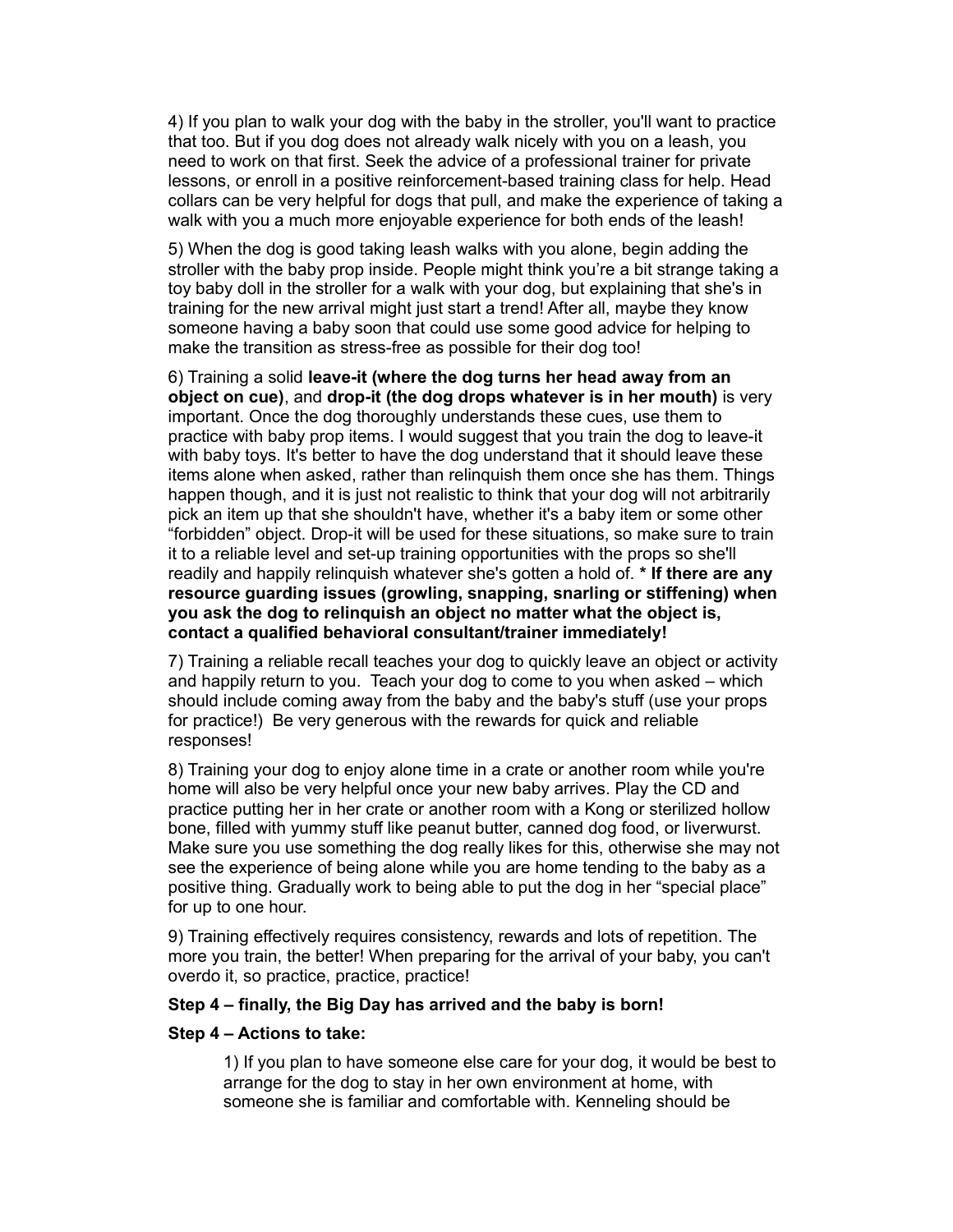4) If you plan to walk your dog with the baby in the stroller, you'll want to practice that too. But if you dog does not already walk nicely with you on a leash, you need to work on that first. Seek the advice of a professional trainer for private lessons, or enroll in a positive reinforcement-based training class for help. Head collars can be very helpful for dogs that pull, and make the experience of taking a walk with you a much more enjoyable experience for both ends of the leash!

5) When the dog is good taking leash walks with you alone, begin adding the stroller with the baby prop inside. People might think you're a bit strange taking a toy baby doll in the stroller for a walk with your dog, but explaining that she's in training for the new arrival might just start a trend! After all, maybe they know someone having a baby soon that could use some good advice for helping to make the transition as stress-free as possible for their dog too!

6) Training a solid **leave-it (where the dog turns her head away from an object on cue)**, and **drop-it (the dog drops whatever is in her mouth)** is very important. Once the dog thoroughly understands these cues, use them to practice with baby prop items. I would suggest that you train the dog to leave-it with baby toys. It's better to have the dog understand that it should leave these items alone when asked, rather than relinquish them once she has them. Things happen though, and it is just not realistic to think that your dog will not arbitrarily pick an item up that she shouldn't have, whether it's a baby item or some other "forbidden" object. Drop-it will be used for these situations, so make sure to train it to a reliable level and set-up training opportunities with the props so she'll readily and happily relinquish whatever she's gotten a hold of. **\* If there are any resource guarding issues (growling, snapping, snarling or stiffening) when you ask the dog to relinquish an object no matter what the object is, contact a qualified behavioral consultant/trainer immediately!**

7) Training a reliable recall teaches your dog to quickly leave an object or activity and happily return to you. Teach your dog to come to you when asked – which should include coming away from the baby and the baby's stuff (use your props for practice!) Be very generous with the rewards for quick and reliable responses!

8) Training your dog to enjoy alone time in a crate or another room while you're home will also be very helpful once your new baby arrives. Play the CD and practice putting her in her crate or another room with a Kong or sterilized hollow bone, filled with yummy stuff like peanut butter, canned dog food, or liverwurst. Make sure you use something the dog really likes for this, otherwise she may not see the experience of being alone while you are home tending to the baby as a positive thing. Gradually work to being able to put the dog in her "special place" for up to one hour.

9) Training effectively requires consistency, rewards and lots of repetition. The more you train, the better! When preparing for the arrival of your baby, you can't overdo it, so practice, practice, practice!

**Step 4 – finally, the Big Day has arrived and the baby is born!**

**Step 4 – Actions to take:**

1) If you plan to have someone else care for your dog, it would be best to arrange for the dog to stay in her own environment at home, with someone she is familiar and comfortable with. Kenneling should be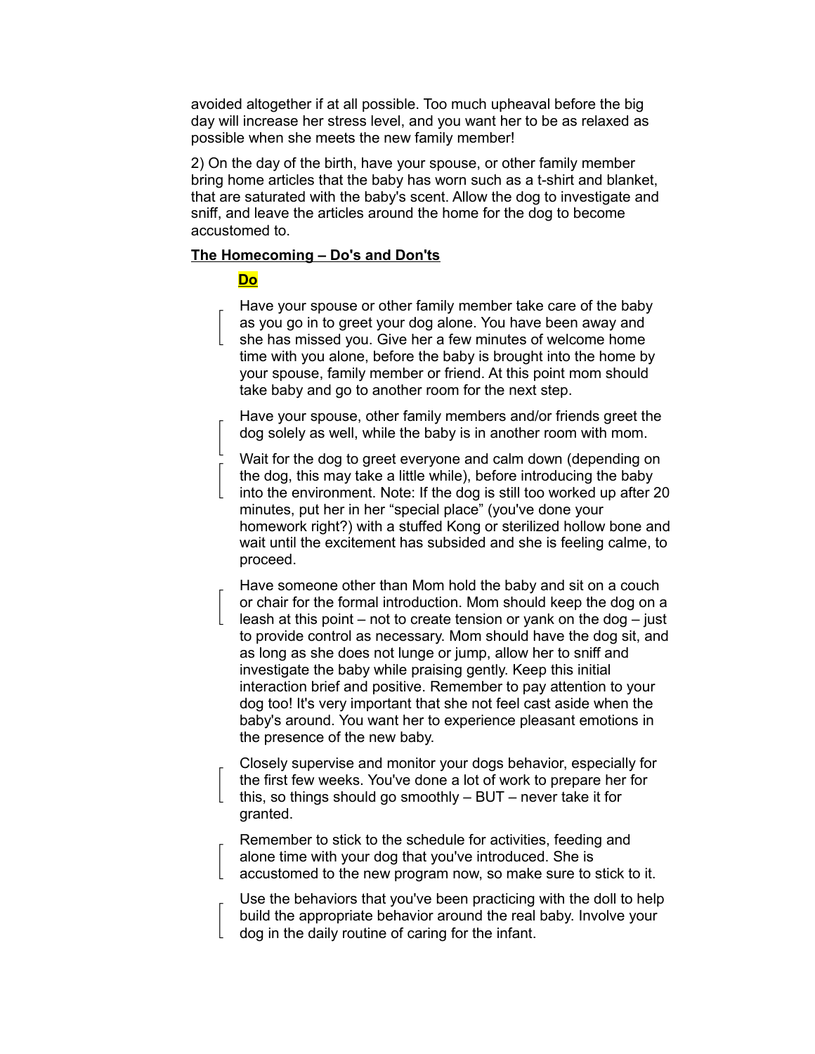avoided altogether if at all possible. Too much upheaval before the big day will increase her stress level, and you want her to be as relaxed as possible when she meets the new family member!

2) On the day of the birth, have your spouse, or other family member bring home articles that the baby has worn such as a t-shirt and blanket, that are saturated with the baby's scent. Allow the dog to investigate and sniff, and leave the articles around the home for the dog to become accustomed to.

**The Homecoming – Do's and Don'ts**

**Do**

- Have your spouse or other family member take care of the baby as you go in to greet your dog alone. You have been away and she has missed you. Give her a few minutes of welcome home time with you alone, before the baby is brought into the home by your spouse, family member or friend. At this point mom should take baby and go to another room for the next step.
- Have your spouse, other family members and/or friends greet the dog solely as well, while the baby is in another room with mom.
- Wait for the dog to greet everyone and calm down (depending on the dog, this may take a little while), before introducing the baby into the environment. Note: If the dog is still too worked up after 20 minutes, put her in her "special place" (you've done your homework right?) with a stuffed Kong or sterilized hollow bone and wait until the excitement has subsided and she is feeling calme, to proceed.
- Have someone other than Mom hold the baby and sit on a couch or chair for the formal introduction. Mom should keep the dog on a leash at this point – not to create tension or yank on the dog – just to provide control as necessary. Mom should have the dog sit, and as long as she does not lunge or jump, allow her to sniff and investigate the baby while praising gently. Keep this initial interaction brief and positive. Remember to pay attention to your dog too! It's very important that she not feel cast aside when the baby's around. You want her to experience pleasant emotions in the presence of the new baby.
- Closely supervise and monitor your dogs behavior, especially for the first few weeks. You've done a lot of work to prepare her for this, so things should go smoothly – BUT – never take it for granted.
- Remember to stick to the schedule for activities, feeding and alone time with your dog that you've introduced. She is accustomed to the new program now, so make sure to stick to it.
- Use the behaviors that you've been practicing with the doll to help build the appropriate behavior around the real baby. Involve your dog in the daily routine of caring for the infant.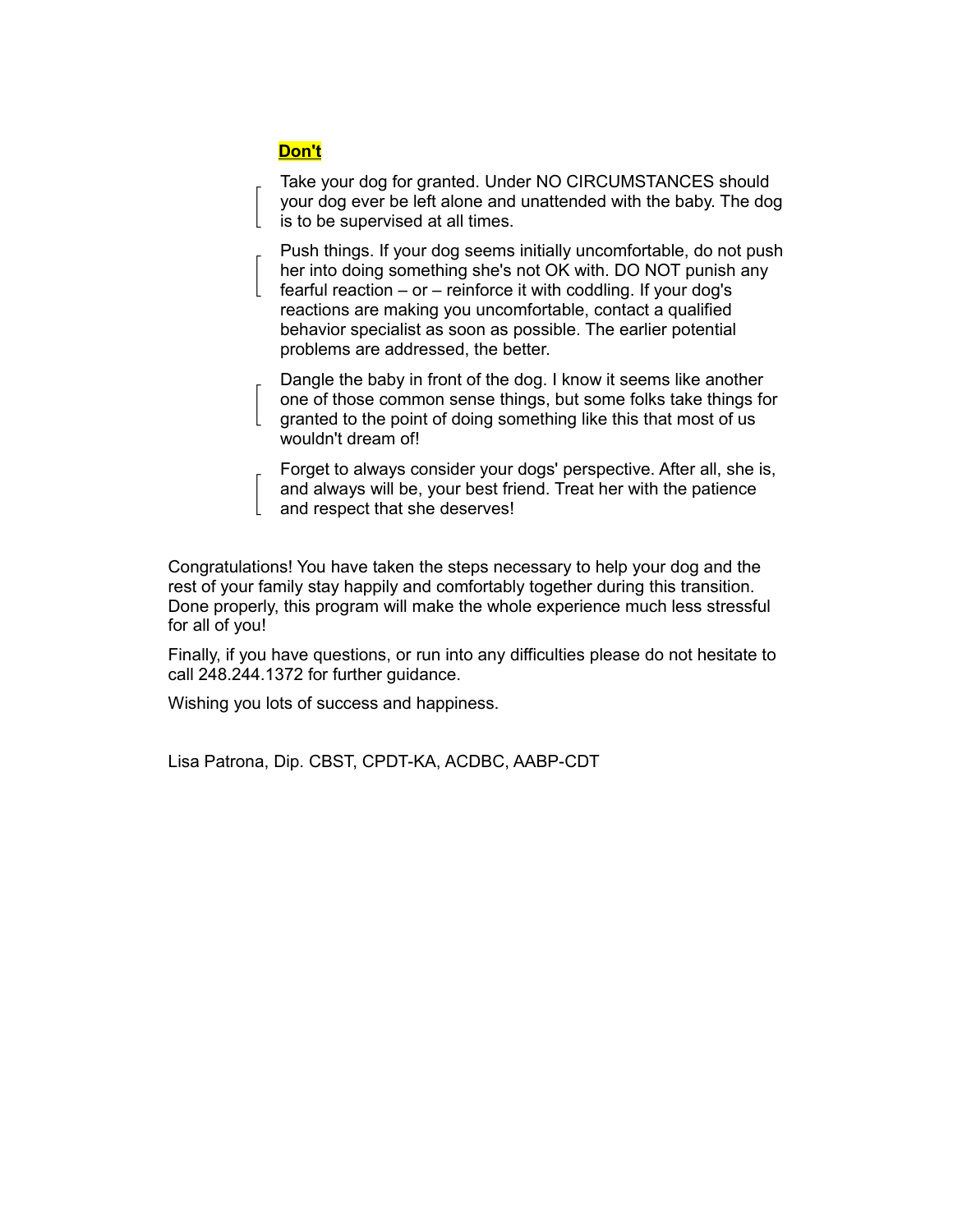**Don't**

- Take your dog for granted. Under NO CIRCUMSTANCES should your dog ever be left alone and unattended with the baby. The dog is to be supervised at all times.
- Push things. If your dog seems initially uncomfortable, do not push her into doing something she's not OK with. DO NOT punish any fearful reaction – or – reinforce it with coddling. If your dog's reactions are making you uncomfortable, contact a qualified behavior specialist as soon as possible. The earlier potential problems are addressed, the better.
- Dangle the baby in front of the dog. I know it seems like another one of those common sense things, but some folks take things for granted to the point of doing something like this that most of us wouldn't dream of!
- Forget to always consider your dogs' perspective. After all, she is, and always will be, your best friend. Treat her with the patience and respect that she deserves!

Congratulations! You have taken the steps necessary to help your dog and the rest of your family stay happily and comfortably together during this transition. Done properly, this program will make the whole experience much less stressful for all of you!

Finally, if you have questions, or run into any difficulties please do not hesitate to call 248.244.1372 for further guidance.

Wishing you lots of success and happiness.

Lisa Patrona, Dip. CBST, CPDT-KA, ACDBC, AABP-CDT